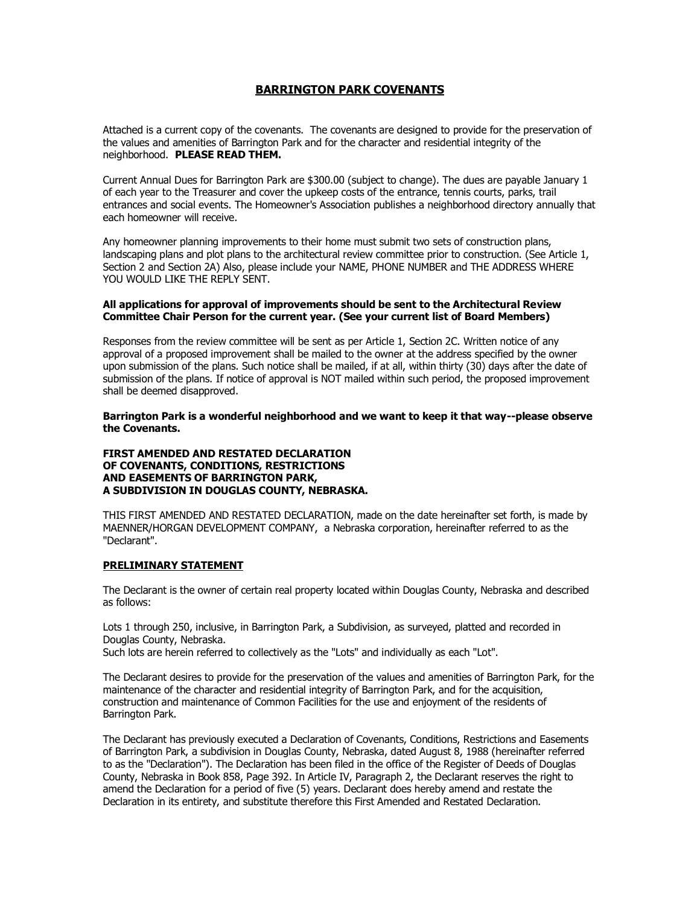# BARRINGTON PARK COVENANTS

Attached is a current copy of the covenants. The covenants are designed to provide for the preservation of the values and amenities of Barrington Park and for the character and residential integrity of the neighborhood. **PLEASE READ THEM.**

Current Annual Dues for Barrington Park are $300.00 (subject to change). The dues are payable January 1 of each year to the Treasurer and cover the upkeep costs of the entrance, tennis courts, parks, trail entrances and social events. The Homeowner's Association publishes a neighborhood directory annually that each homeowner will receive.

Any homeowner planning improvements to their home must submit two sets of construction plans, landscaping plans and plot plans to the architectural review committee prior to construction. (See Article 1, Section 2 and Section 2A) Also, please include your NAME, PHONE NUMBER and THE ADDRESS WHERE YOU WOULD LIKE THE REPLY SENT.

**All applications for approval of improvements should be sent to the Architectural Review Committee Chair Person for the current year. (See your current list of Board Members)**

Responses from the review committee will be sent as per Article 1, Section 2C. Written notice of any approval of a proposed improvement shall be mailed to the owner at the address specified by the owner upon submission of the plans. Such notice shall be mailed, if at all, within thirty (30) days after the date of submission of the plans. If notice of approval is NOT mailed within such period, the proposed improvement shall be deemed disapproved.

**Barrington Park is a wonderful neighborhood and we want to keep it that way--please observe the Covenants.**

**FIRST AMENDED AND RESTATED DECLARATION
OF COVENANTS, CONDITIONS, RESTRICTIONS
AND EASEMENTS OF BARRINGTON PARK,
A SUBDIVISION IN DOUGLAS COUNTY, NEBRASKA.**

THIS FIRST AMENDED AND RESTATED DECLARATION, made on the date hereinafter set forth, is made by MAENNER/HORGAN DEVELOPMENT COMPANY, a Nebraska corporation, hereinafter referred to as the "Declarant".

## PRELIMINARY STATEMENT

The Declarant is the owner of certain real property located within Douglas County, Nebraska and described as follows:

Lots 1 through 250, inclusive, in Barrington Park, a Subdivision, as surveyed, platted and recorded in Douglas County, Nebraska.
Such lots are herein referred to collectively as the "Lots" and individually as each "Lot".

The Declarant desires to provide for the preservation of the values and amenities of Barrington Park, for the maintenance of the character and residential integrity of Barrington Park, and for the acquisition, construction and maintenance of Common Facilities for the use and enjoyment of the residents of Barrington Park.

The Declarant has previously executed a Declaration of Covenants, Conditions, Restrictions and Easements of Barrington Park, a subdivision in Douglas County, Nebraska, dated August 8, 1988 (hereinafter referred to as the "Declaration"). The Declaration has been filed in the office of the Register of Deeds of Douglas County, Nebraska in Book 858, Page 392. In Article IV, Paragraph 2, the Declarant reserves the right to amend the Declaration for a period of five (5) years. Declarant does hereby amend and restate the Declaration in its entirety, and substitute therefore this First Amended and Restated Declaration.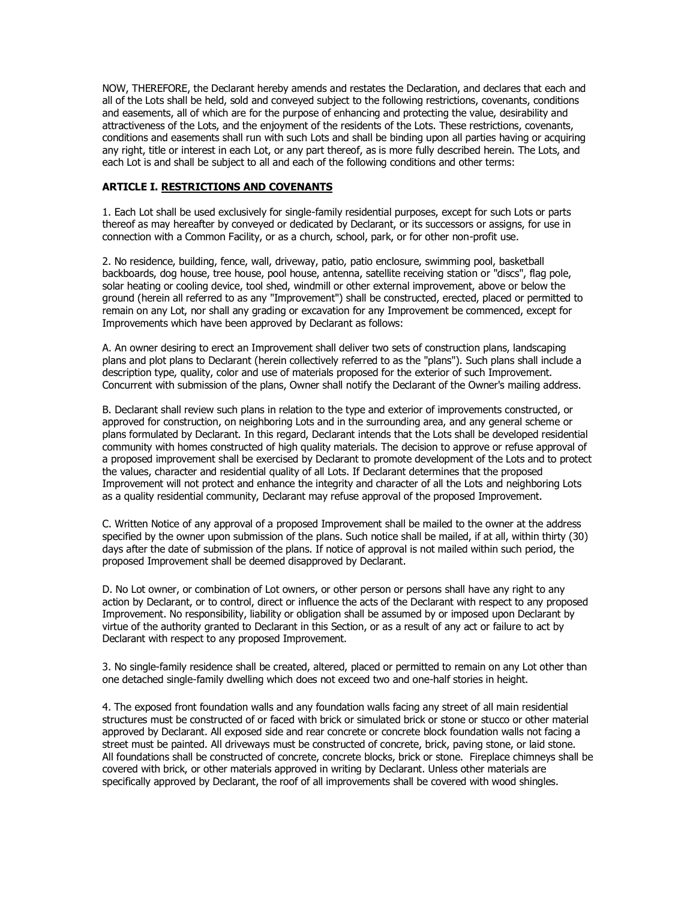NOW, THEREFORE, the Declarant hereby amends and restates the Declaration, and declares that each and all of the Lots shall be held, sold and conveyed subject to the following restrictions, covenants, conditions and easements, all of which are for the purpose of enhancing and protecting the value, desirability and attractiveness of the Lots, and the enjoyment of the residents of the Lots. These restrictions, covenants, conditions and easements shall run with such Lots and shall be binding upon all parties having or acquiring any right, title or interest in each Lot, or any part thereof, as is more fully described herein. The Lots, and each Lot is and shall be subject to all and each of the following conditions and other terms:

## ARTICLE I. RESTRICTIONS AND COVENANTS

1. Each Lot shall be used exclusively for single-family residential purposes, except for such Lots or parts thereof as may hereafter by conveyed or dedicated by Declarant, or its successors or assigns, for use in connection with a Common Facility, or as a church, school, park, or for other non-profit use.

2. No residence, building, fence, wall, driveway, patio, patio enclosure, swimming pool, basketball backboards, dog house, tree house, pool house, antenna, satellite receiving station or "discs", flag pole, solar heating or cooling device, tool shed, windmill or other external improvement, above or below the ground (herein all referred to as any "Improvement") shall be constructed, erected, placed or permitted to remain on any Lot, nor shall any grading or excavation for any Improvement be commenced, except for Improvements which have been approved by Declarant as follows:

A. An owner desiring to erect an Improvement shall deliver two sets of construction plans, landscaping plans and plot plans to Declarant (herein collectively referred to as the "plans"). Such plans shall include a description type, quality, color and use of materials proposed for the exterior of such Improvement. Concurrent with submission of the plans, Owner shall notify the Declarant of the Owner's mailing address.

B. Declarant shall review such plans in relation to the type and exterior of improvements constructed, or approved for construction, on neighboring Lots and in the surrounding area, and any general scheme or plans formulated by Declarant. In this regard, Declarant intends that the Lots shall be developed residential community with homes constructed of high quality materials. The decision to approve or refuse approval of a proposed improvement shall be exercised by Declarant to promote development of the Lots and to protect the values, character and residential quality of all Lots. If Declarant determines that the proposed Improvement will not protect and enhance the integrity and character of all the Lots and neighboring Lots as a quality residential community, Declarant may refuse approval of the proposed Improvement.

C. Written Notice of any approval of a proposed Improvement shall be mailed to the owner at the address specified by the owner upon submission of the plans. Such notice shall be mailed, if at all, within thirty (30) days after the date of submission of the plans. If notice of approval is not mailed within such period, the proposed Improvement shall be deemed disapproved by Declarant.

D. No Lot owner, or combination of Lot owners, or other person or persons shall have any right to any action by Declarant, or to control, direct or influence the acts of the Declarant with respect to any proposed Improvement. No responsibility, liability or obligation shall be assumed by or imposed upon Declarant by virtue of the authority granted to Declarant in this Section, or as a result of any act or failure to act by Declarant with respect to any proposed Improvement.

3. No single-family residence shall be created, altered, placed or permitted to remain on any Lot other than one detached single-family dwelling which does not exceed two and one-half stories in height.

4. The exposed front foundation walls and any foundation walls facing any street of all main residential structures must be constructed of or faced with brick or simulated brick or stone or stucco or other material approved by Declarant. All exposed side and rear concrete or concrete block foundation walls not facing a street must be painted. All driveways must be constructed of concrete, brick, paving stone, or laid stone. All foundations shall be constructed of concrete, concrete blocks, brick or stone. Fireplace chimneys shall be covered with brick, or other materials approved in writing by Declarant. Unless other materials are specifically approved by Declarant, the roof of all improvements shall be covered with wood shingles.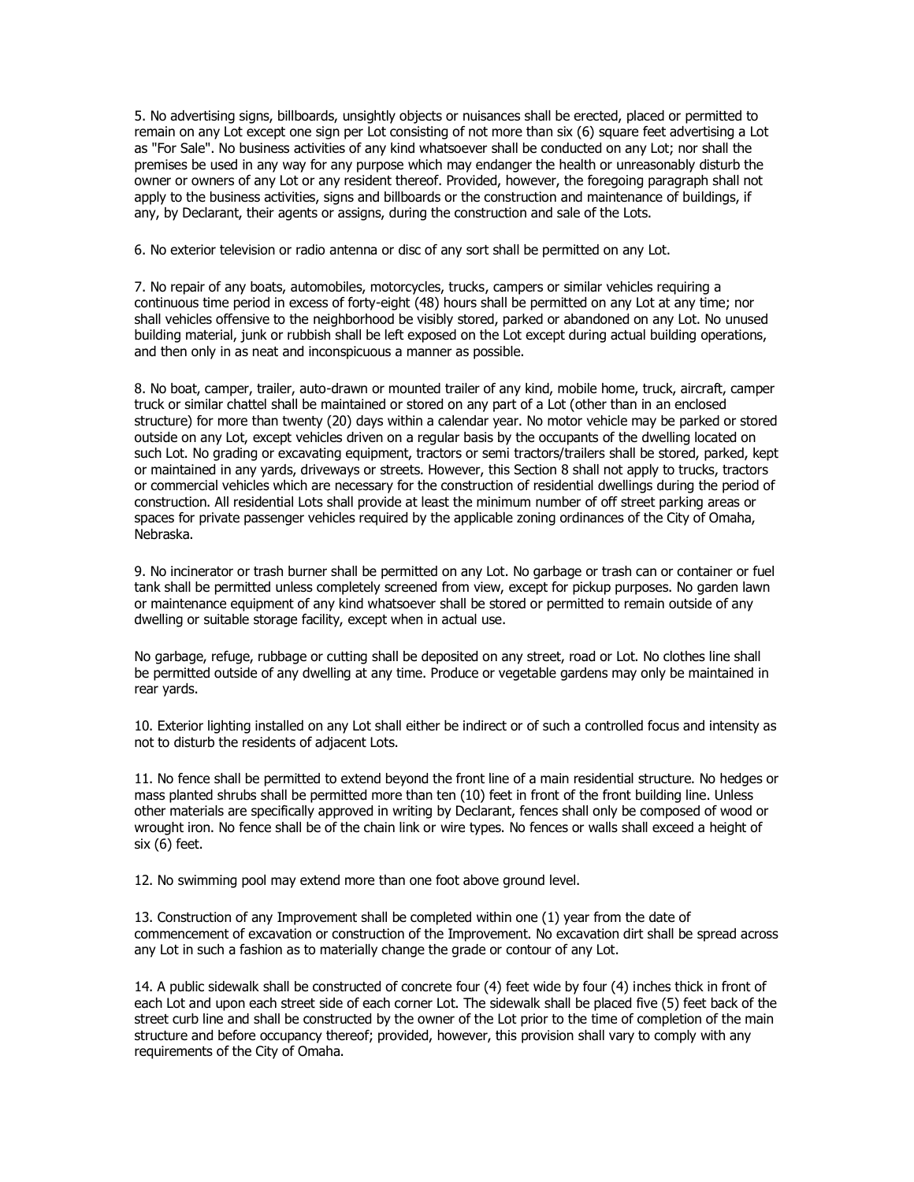5. No advertising signs, billboards, unsightly objects or nuisances shall be erected, placed or permitted to remain on any Lot except one sign per Lot consisting of not more than six (6) square feet advertising a Lot as "For Sale". No business activities of any kind whatsoever shall be conducted on any Lot; nor shall the premises be used in any way for any purpose which may endanger the health or unreasonably disturb the owner or owners of any Lot or any resident thereof. Provided, however, the foregoing paragraph shall not apply to the business activities, signs and billboards or the construction and maintenance of buildings, if any, by Declarant, their agents or assigns, during the construction and sale of the Lots.

6. No exterior television or radio antenna or disc of any sort shall be permitted on any Lot.

7. No repair of any boats, automobiles, motorcycles, trucks, campers or similar vehicles requiring a continuous time period in excess of forty-eight (48) hours shall be permitted on any Lot at any time; nor shall vehicles offensive to the neighborhood be visibly stored, parked or abandoned on any Lot. No unused building material, junk or rubbish shall be left exposed on the Lot except during actual building operations, and then only in as neat and inconspicuous a manner as possible.

8. No boat, camper, trailer, auto-drawn or mounted trailer of any kind, mobile home, truck, aircraft, camper truck or similar chattel shall be maintained or stored on any part of a Lot (other than in an enclosed structure) for more than twenty (20) days within a calendar year. No motor vehicle may be parked or stored outside on any Lot, except vehicles driven on a regular basis by the occupants of the dwelling located on such Lot. No grading or excavating equipment, tractors or semi tractors/trailers shall be stored, parked, kept or maintained in any yards, driveways or streets. However, this Section 8 shall not apply to trucks, tractors or commercial vehicles which are necessary for the construction of residential dwellings during the period of construction. All residential Lots shall provide at least the minimum number of off street parking areas or spaces for private passenger vehicles required by the applicable zoning ordinances of the City of Omaha, Nebraska.

9. No incinerator or trash burner shall be permitted on any Lot. No garbage or trash can or container or fuel tank shall be permitted unless completely screened from view, except for pickup purposes. No garden lawn or maintenance equipment of any kind whatsoever shall be stored or permitted to remain outside of any dwelling or suitable storage facility, except when in actual use.

No garbage, refuge, rubbage or cutting shall be deposited on any street, road or Lot. No clothes line shall be permitted outside of any dwelling at any time. Produce or vegetable gardens may only be maintained in rear yards.

10. Exterior lighting installed on any Lot shall either be indirect or of such a controlled focus and intensity as not to disturb the residents of adjacent Lots.

11. No fence shall be permitted to extend beyond the front line of a main residential structure. No hedges or mass planted shrubs shall be permitted more than ten (10) feet in front of the front building line. Unless other materials are specifically approved in writing by Declarant, fences shall only be composed of wood or wrought iron. No fence shall be of the chain link or wire types. No fences or walls shall exceed a height of six (6) feet.

12. No swimming pool may extend more than one foot above ground level.

13. Construction of any Improvement shall be completed within one (1) year from the date of commencement of excavation or construction of the Improvement. No excavation dirt shall be spread across any Lot in such a fashion as to materially change the grade or contour of any Lot.

14. A public sidewalk shall be constructed of concrete four (4) feet wide by four (4) inches thick in front of each Lot and upon each street side of each corner Lot. The sidewalk shall be placed five (5) feet back of the street curb line and shall be constructed by the owner of the Lot prior to the time of completion of the main structure and before occupancy thereof; provided, however, this provision shall vary to comply with any requirements of the City of Omaha.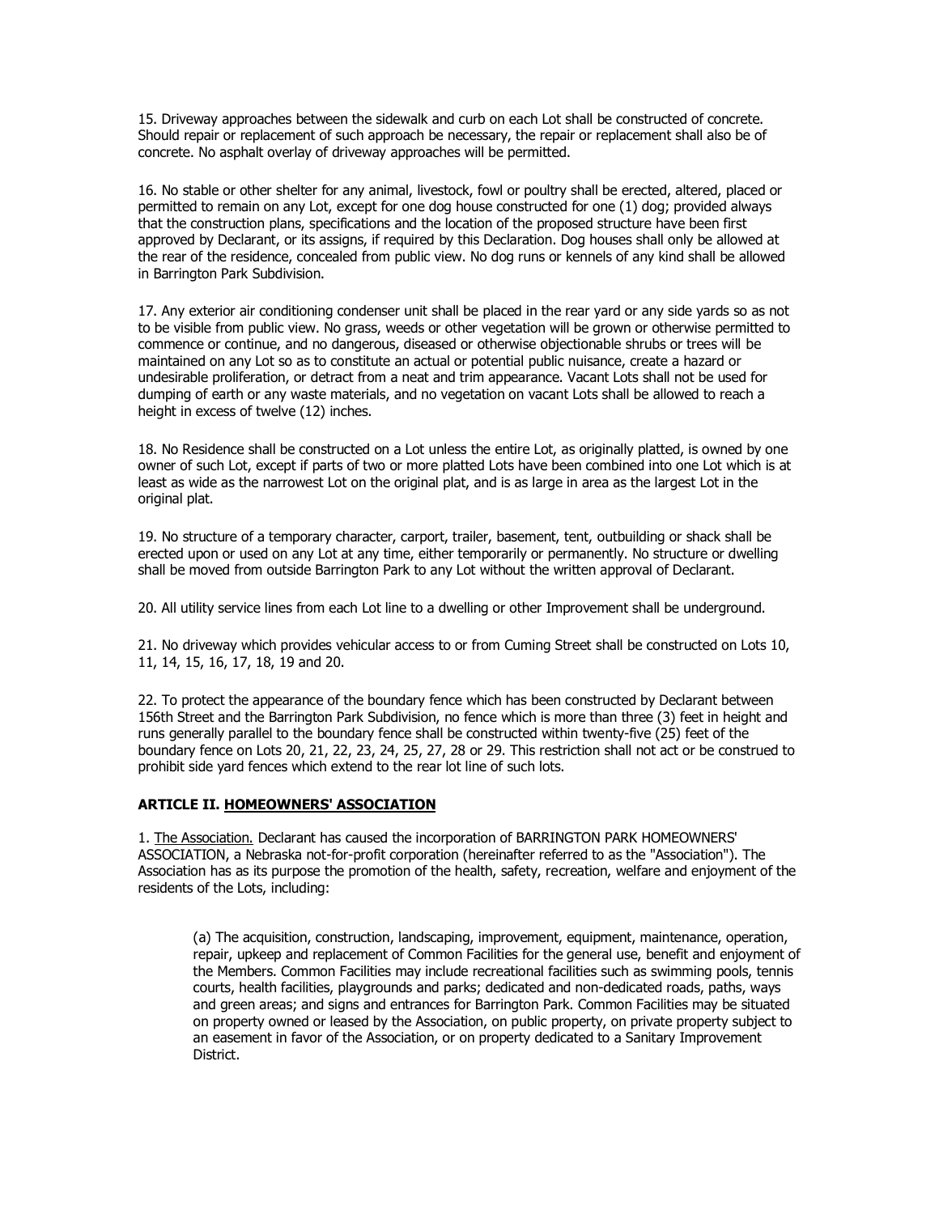15. Driveway approaches between the sidewalk and curb on each Lot shall be constructed of concrete. Should repair or replacement of such approach be necessary, the repair or replacement shall also be of concrete. No asphalt overlay of driveway approaches will be permitted.

16. No stable or other shelter for any animal, livestock, fowl or poultry shall be erected, altered, placed or permitted to remain on any Lot, except for one dog house constructed for one (1) dog; provided always that the construction plans, specifications and the location of the proposed structure have been first approved by Declarant, or its assigns, if required by this Declaration. Dog houses shall only be allowed at the rear of the residence, concealed from public view. No dog runs or kennels of any kind shall be allowed in Barrington Park Subdivision.

17. Any exterior air conditioning condenser unit shall be placed in the rear yard or any side yards so as not to be visible from public view. No grass, weeds or other vegetation will be grown or otherwise permitted to commence or continue, and no dangerous, diseased or otherwise objectionable shrubs or trees will be maintained on any Lot so as to constitute an actual or potential public nuisance, create a hazard or undesirable proliferation, or detract from a neat and trim appearance. Vacant Lots shall not be used for dumping of earth or any waste materials, and no vegetation on vacant Lots shall be allowed to reach a height in excess of twelve (12) inches.

18. No Residence shall be constructed on a Lot unless the entire Lot, as originally platted, is owned by one owner of such Lot, except if parts of two or more platted Lots have been combined into one Lot which is at least as wide as the narrowest Lot on the original plat, and is as large in area as the largest Lot in the original plat.

19. No structure of a temporary character, carport, trailer, basement, tent, outbuilding or shack shall be erected upon or used on any Lot at any time, either temporarily or permanently. No structure or dwelling shall be moved from outside Barrington Park to any Lot without the written approval of Declarant.

20. All utility service lines from each Lot line to a dwelling or other Improvement shall be underground.

21. No driveway which provides vehicular access to or from Cuming Street shall be constructed on Lots 10, 11, 14, 15, 16, 17, 18, 19 and 20.

22. To protect the appearance of the boundary fence which has been constructed by Declarant between 156th Street and the Barrington Park Subdivision, no fence which is more than three (3) feet in height and runs generally parallel to the boundary fence shall be constructed within twenty-five (25) feet of the boundary fence on Lots 20, 21, 22, 23, 24, 25, 27, 28 or 29. This restriction shall not act or be construed to prohibit side yard fences which extend to the rear lot line of such lots.

## ARTICLE II. HOMEOWNERS' ASSOCIATION

1. The Association. Declarant has caused the incorporation of BARRINGTON PARK HOMEOWNERS' ASSOCIATION, a Nebraska not-for-profit corporation (hereinafter referred to as the "Association"). The Association has as its purpose the promotion of the health, safety, recreation, welfare and enjoyment of the residents of the Lots, including:

> (a) The acquisition, construction, landscaping, improvement, equipment, maintenance, operation, repair, upkeep and replacement of Common Facilities for the general use, benefit and enjoyment of the Members. Common Facilities may include recreational facilities such as swimming pools, tennis courts, health facilities, playgrounds and parks; dedicated and non-dedicated roads, paths, ways and green areas; and signs and entrances for Barrington Park. Common Facilities may be situated on property owned or leased by the Association, on public property, on private property subject to an easement in favor of the Association, or on property dedicated to a Sanitary Improvement District.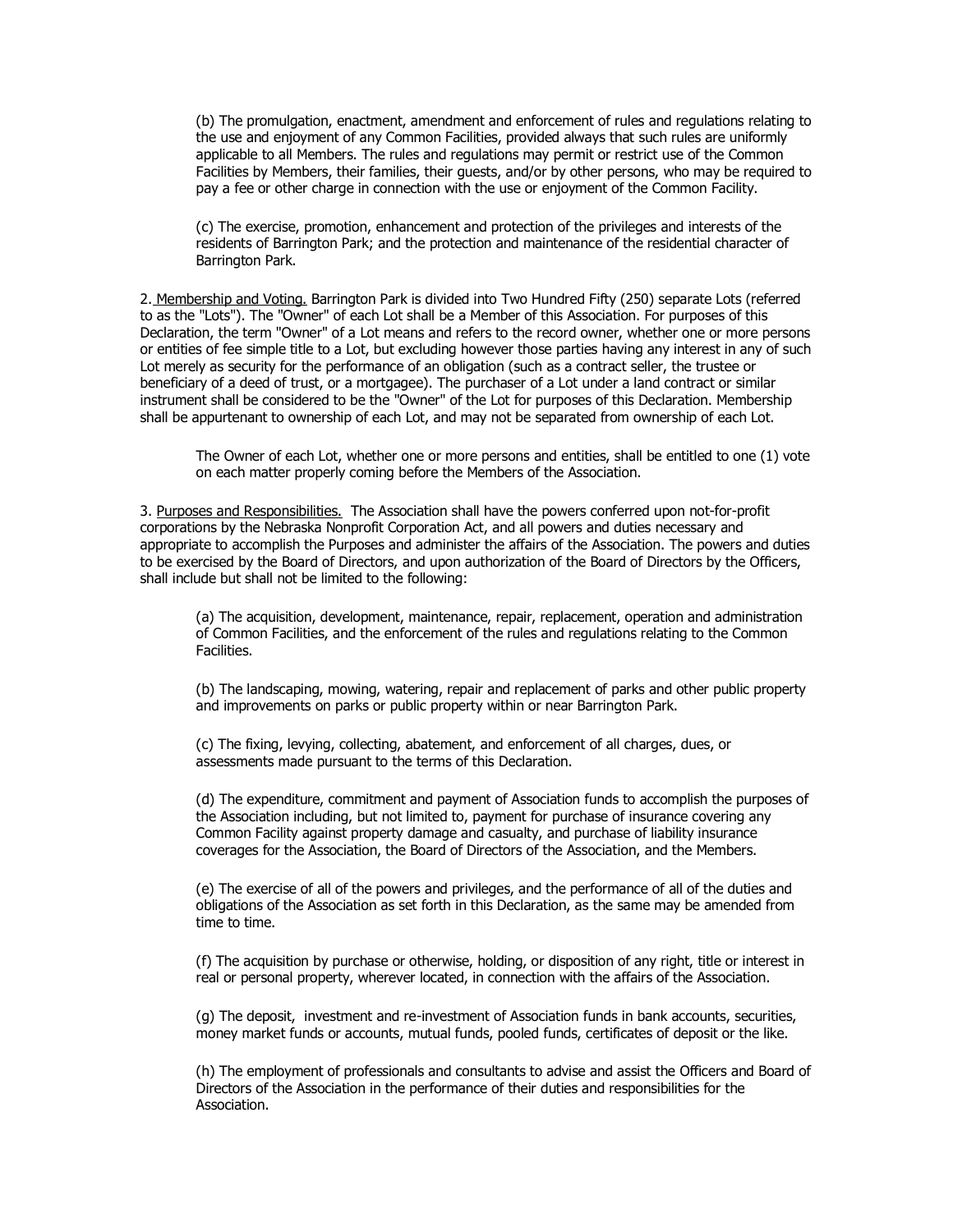(b) The promulgation, enactment, amendment and enforcement of rules and regulations relating to the use and enjoyment of any Common Facilities, provided always that such rules are uniformly applicable to all Members. The rules and regulations may permit or restrict use of the Common Facilities by Members, their families, their guests, and/or by other persons, who may be required to pay a fee or other charge in connection with the use or enjoyment of the Common Facility.

(c) The exercise, promotion, enhancement and protection of the privileges and interests of the residents of Barrington Park; and the protection and maintenance of the residential character of Barrington Park.

2. <u>Membership and Voting.</u> Barrington Park is divided into Two Hundred Fifty (250) separate Lots (referred to as the "Lots"). The "Owner" of each Lot shall be a Member of this Association. For purposes of this Declaration, the term "Owner" of a Lot means and refers to the record owner, whether one or more persons or entities of fee simple title to a Lot, but excluding however those parties having any interest in any of such Lot merely as security for the performance of an obligation (such as a contract seller, the trustee or beneficiary of a deed of trust, or a mortgagee). The purchaser of a Lot under a land contract or similar instrument shall be considered to be the "Owner" of the Lot for purposes of this Declaration. Membership shall be appurtenant to ownership of each Lot, and may not be separated from ownership of each Lot.

The Owner of each Lot, whether one or more persons and entities, shall be entitled to one (1) vote on each matter properly coming before the Members of the Association.

3. <u>Purposes and Responsibilities.</u> The Association shall have the powers conferred upon not-for-profit corporations by the Nebraska Nonprofit Corporation Act, and all powers and duties necessary and appropriate to accomplish the Purposes and administer the affairs of the Association. The powers and duties to be exercised by the Board of Directors, and upon authorization of the Board of Directors by the Officers, shall include but shall not be limited to the following:

(a) The acquisition, development, maintenance, repair, replacement, operation and administration of Common Facilities, and the enforcement of the rules and regulations relating to the Common Facilities.

(b) The landscaping, mowing, watering, repair and replacement of parks and other public property and improvements on parks or public property within or near Barrington Park.

(c) The fixing, levying, collecting, abatement, and enforcement of all charges, dues, or assessments made pursuant to the terms of this Declaration.

(d) The expenditure, commitment and payment of Association funds to accomplish the purposes of the Association including, but not limited to, payment for purchase of insurance covering any Common Facility against property damage and casualty, and purchase of liability insurance coverages for the Association, the Board of Directors of the Association, and the Members.

(e) The exercise of all of the powers and privileges, and the performance of all of the duties and obligations of the Association as set forth in this Declaration, as the same may be amended from time to time.

(f) The acquisition by purchase or otherwise, holding, or disposition of any right, title or interest in real or personal property, wherever located, in connection with the affairs of the Association.

(g) The deposit, investment and re-investment of Association funds in bank accounts, securities, money market funds or accounts, mutual funds, pooled funds, certificates of deposit or the like.

(h) The employment of professionals and consultants to advise and assist the Officers and Board of Directors of the Association in the performance of their duties and responsibilities for the Association.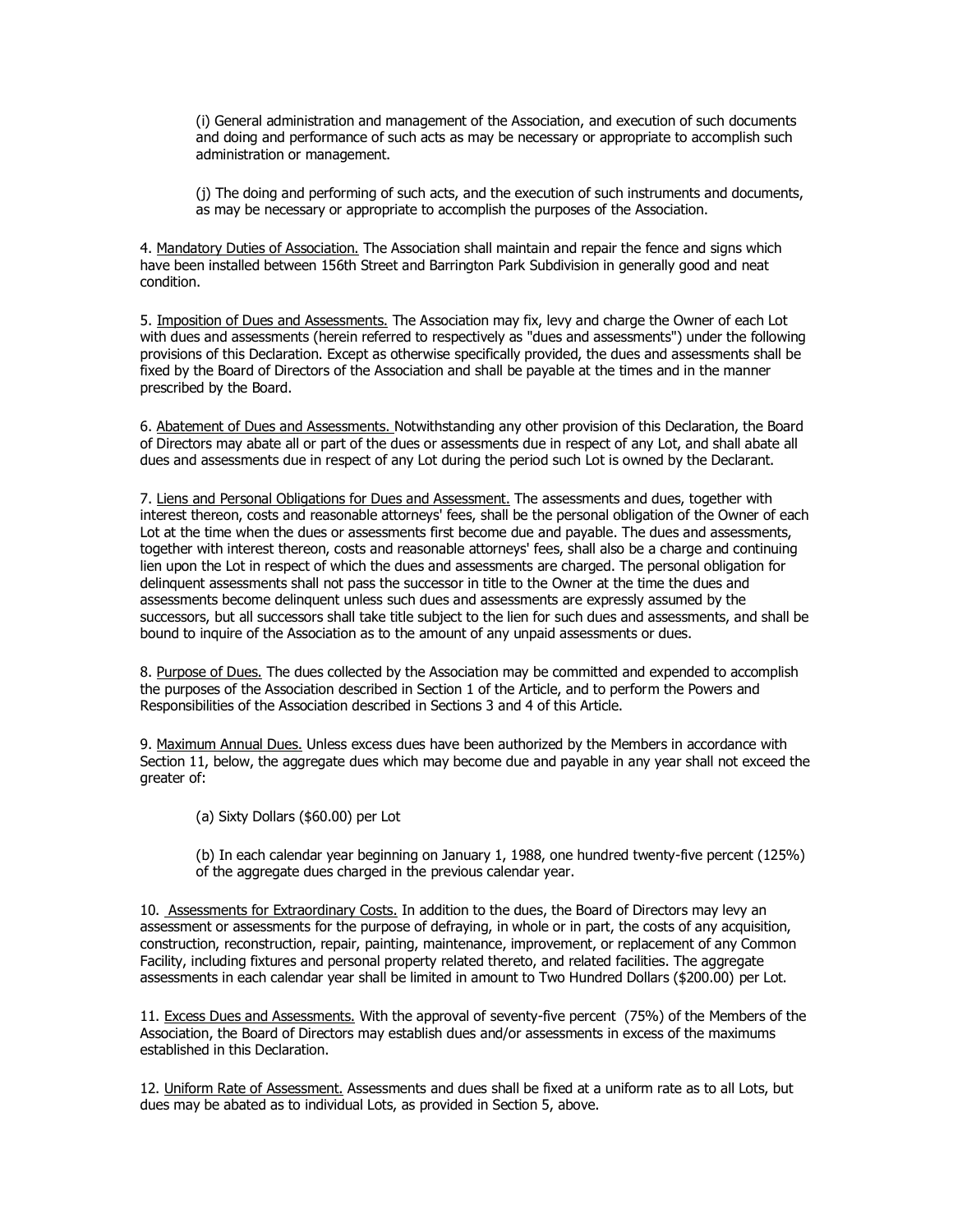(i) General administration and management of the Association, and execution of such documents and doing and performance of such acts as may be necessary or appropriate to accomplish such administration or management.

(j) The doing and performing of such acts, and the execution of such instruments and documents, as may be necessary or appropriate to accomplish the purposes of the Association.

4. Mandatory Duties of Association. The Association shall maintain and repair the fence and signs which have been installed between 156th Street and Barrington Park Subdivision in generally good and neat condition.

5. Imposition of Dues and Assessments. The Association may fix, levy and charge the Owner of each Lot with dues and assessments (herein referred to respectively as "dues and assessments") under the following provisions of this Declaration. Except as otherwise specifically provided, the dues and assessments shall be fixed by the Board of Directors of the Association and shall be payable at the times and in the manner prescribed by the Board.

6. Abatement of Dues and Assessments. Notwithstanding any other provision of this Declaration, the Board of Directors may abate all or part of the dues or assessments due in respect of any Lot, and shall abate all dues and assessments due in respect of any Lot during the period such Lot is owned by the Declarant.

7. Liens and Personal Obligations for Dues and Assessment. The assessments and dues, together with interest thereon, costs and reasonable attorneys' fees, shall be the personal obligation of the Owner of each Lot at the time when the dues or assessments first become due and payable. The dues and assessments, together with interest thereon, costs and reasonable attorneys' fees, shall also be a charge and continuing lien upon the Lot in respect of which the dues and assessments are charged. The personal obligation for delinquent assessments shall not pass the successor in title to the Owner at the time the dues and assessments become delinquent unless such dues and assessments are expressly assumed by the successors, but all successors shall take title subject to the lien for such dues and assessments, and shall be bound to inquire of the Association as to the amount of any unpaid assessments or dues.

8. Purpose of Dues. The dues collected by the Association may be committed and expended to accomplish the purposes of the Association described in Section 1 of the Article, and to perform the Powers and Responsibilities of the Association described in Sections 3 and 4 of this Article.

9. Maximum Annual Dues. Unless excess dues have been authorized by the Members in accordance with Section 11, below, the aggregate dues which may become due and payable in any year shall not exceed the greater of:

(a) Sixty Dollars ($60.00) per Lot

(b) In each calendar year beginning on January 1, 1988, one hundred twenty-five percent (125%) of the aggregate dues charged in the previous calendar year.

10. Assessments for Extraordinary Costs. In addition to the dues, the Board of Directors may levy an assessment or assessments for the purpose of defraying, in whole or in part, the costs of any acquisition, construction, reconstruction, repair, painting, maintenance, improvement, or replacement of any Common Facility, including fixtures and personal property related thereto, and related facilities. The aggregate assessments in each calendar year shall be limited in amount to Two Hundred Dollars ($200.00) per Lot.

11. Excess Dues and Assessments. With the approval of seventy-five percent (75%) of the Members of the Association, the Board of Directors may establish dues and/or assessments in excess of the maximums established in this Declaration.

12. Uniform Rate of Assessment. Assessments and dues shall be fixed at a uniform rate as to all Lots, but dues may be abated as to individual Lots, as provided in Section 5, above.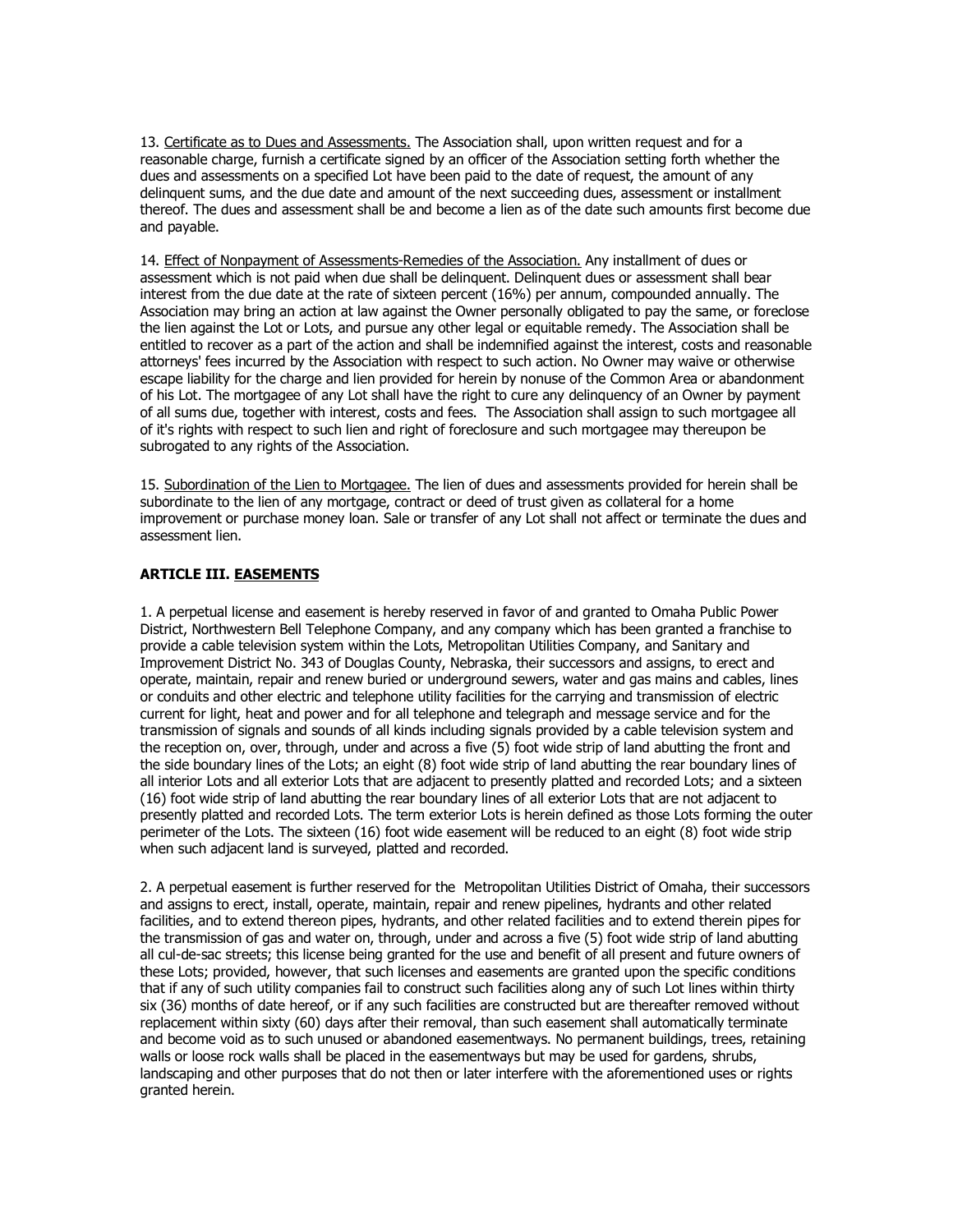13. Certificate as to Dues and Assessments. The Association shall, upon written request and for a reasonable charge, furnish a certificate signed by an officer of the Association setting forth whether the dues and assessments on a specified Lot have been paid to the date of request, the amount of any delinquent sums, and the due date and amount of the next succeeding dues, assessment or installment thereof. The dues and assessment shall be and become a lien as of the date such amounts first become due and payable.

14. Effect of Nonpayment of Assessments-Remedies of the Association. Any installment of dues or assessment which is not paid when due shall be delinquent. Delinquent dues or assessment shall bear interest from the due date at the rate of sixteen percent (16%) per annum, compounded annually. The Association may bring an action at law against the Owner personally obligated to pay the same, or foreclose the lien against the Lot or Lots, and pursue any other legal or equitable remedy. The Association shall be entitled to recover as a part of the action and shall be indemnified against the interest, costs and reasonable attorneys' fees incurred by the Association with respect to such action. No Owner may waive or otherwise escape liability for the charge and lien provided for herein by nonuse of the Common Area or abandonment of his Lot. The mortgagee of any Lot shall have the right to cure any delinquency of an Owner by payment of all sums due, together with interest, costs and fees. The Association shall assign to such mortgagee all of it's rights with respect to such lien and right of foreclosure and such mortgagee may thereupon be subrogated to any rights of the Association.

15. Subordination of the Lien to Mortgagee. The lien of dues and assessments provided for herein shall be subordinate to the lien of any mortgage, contract or deed of trust given as collateral for a home improvement or purchase money loan. Sale or transfer of any Lot shall not affect or terminate the dues and assessment lien.

## ARTICLE III. EASEMENTS

1. A perpetual license and easement is hereby reserved in favor of and granted to Omaha Public Power District, Northwestern Bell Telephone Company, and any company which has been granted a franchise to provide a cable television system within the Lots, Metropolitan Utilities Company, and Sanitary and Improvement District No. 343 of Douglas County, Nebraska, their successors and assigns, to erect and operate, maintain, repair and renew buried or underground sewers, water and gas mains and cables, lines or conduits and other electric and telephone utility facilities for the carrying and transmission of electric current for light, heat and power and for all telephone and telegraph and message service and for the transmission of signals and sounds of all kinds including signals provided by a cable television system and the reception on, over, through, under and across a five (5) foot wide strip of land abutting the front and the side boundary lines of the Lots; an eight (8) foot wide strip of land abutting the rear boundary lines of all interior Lots and all exterior Lots that are adjacent to presently platted and recorded Lots; and a sixteen (16) foot wide strip of land abutting the rear boundary lines of all exterior Lots that are not adjacent to presently platted and recorded Lots. The term exterior Lots is herein defined as those Lots forming the outer perimeter of the Lots. The sixteen (16) foot wide easement will be reduced to an eight (8) foot wide strip when such adjacent land is surveyed, platted and recorded.

2. A perpetual easement is further reserved for the Metropolitan Utilities District of Omaha, their successors and assigns to erect, install, operate, maintain, repair and renew pipelines, hydrants and other related facilities, and to extend thereon pipes, hydrants, and other related facilities and to extend therein pipes for the transmission of gas and water on, through, under and across a five (5) foot wide strip of land abutting all cul-de-sac streets; this license being granted for the use and benefit of all present and future owners of these Lots; provided, however, that such licenses and easements are granted upon the specific conditions that if any of such utility companies fail to construct such facilities along any of such Lot lines within thirty six (36) months of date hereof, or if any such facilities are constructed but are thereafter removed without replacement within sixty (60) days after their removal, than such easement shall automatically terminate and become void as to such unused or abandoned easementways. No permanent buildings, trees, retaining walls or loose rock walls shall be placed in the easementways but may be used for gardens, shrubs, landscaping and other purposes that do not then or later interfere with the aforementioned uses or rights granted herein.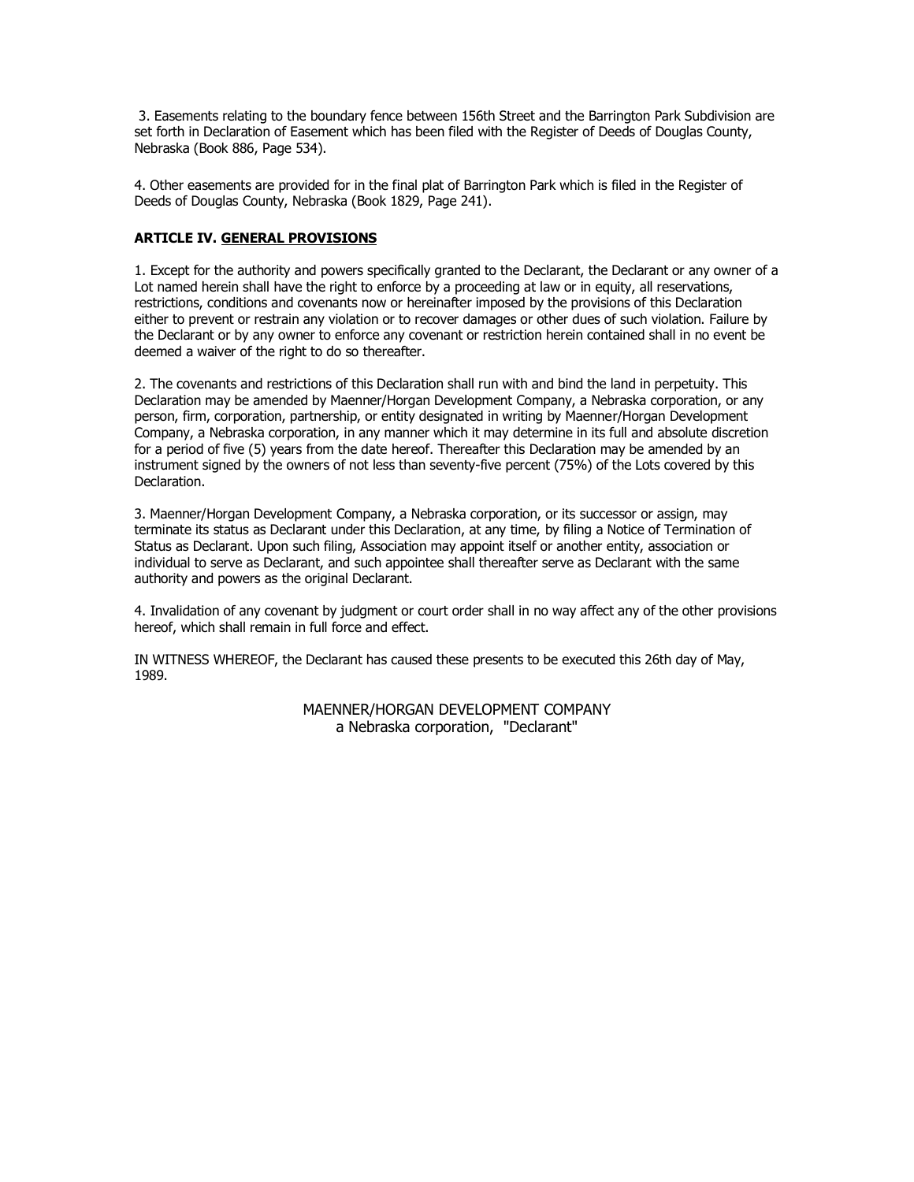3. Easements relating to the boundary fence between 156th Street and the Barrington Park Subdivision are set forth in Declaration of Easement which has been filed with the Register of Deeds of Douglas County, Nebraska (Book 886, Page 534).

4. Other easements are provided for in the final plat of Barrington Park which is filed in the Register of Deeds of Douglas County, Nebraska (Book 1829, Page 241).

**ARTICLE IV. <u>GENERAL PROVISIONS</u>**

1. Except for the authority and powers specifically granted to the Declarant, the Declarant or any owner of a Lot named herein shall have the right to enforce by a proceeding at law or in equity, all reservations, restrictions, conditions and covenants now or hereinafter imposed by the provisions of this Declaration either to prevent or restrain any violation or to recover damages or other dues of such violation. Failure by the Declarant or by any owner to enforce any covenant or restriction herein contained shall in no event be deemed a waiver of the right to do so thereafter.

2. The covenants and restrictions of this Declaration shall run with and bind the land in perpetuity. This Declaration may be amended by Maenner/Horgan Development Company, a Nebraska corporation, or any person, firm, corporation, partnership, or entity designated in writing by Maenner/Horgan Development Company, a Nebraska corporation, in any manner which it may determine in its full and absolute discretion for a period of five (5) years from the date hereof. Thereafter this Declaration may be amended by an instrument signed by the owners of not less than seventy-five percent (75%) of the Lots covered by this Declaration.

3. Maenner/Horgan Development Company, a Nebraska corporation, or its successor or assign, may terminate its status as Declarant under this Declaration, at any time, by filing a Notice of Termination of Status as Declarant. Upon such filing, Association may appoint itself or another entity, association or individual to serve as Declarant, and such appointee shall thereafter serve as Declarant with the same authority and powers as the original Declarant.

4. Invalidation of any covenant by judgment or court order shall in no way affect any of the other provisions hereof, which shall remain in full force and effect.

IN WITNESS WHEREOF, the Declarant has caused these presents to be executed this 26th day of May, 1989.

MAENNER/HORGAN DEVELOPMENT COMPANY
a Nebraska corporation, "Declarant"